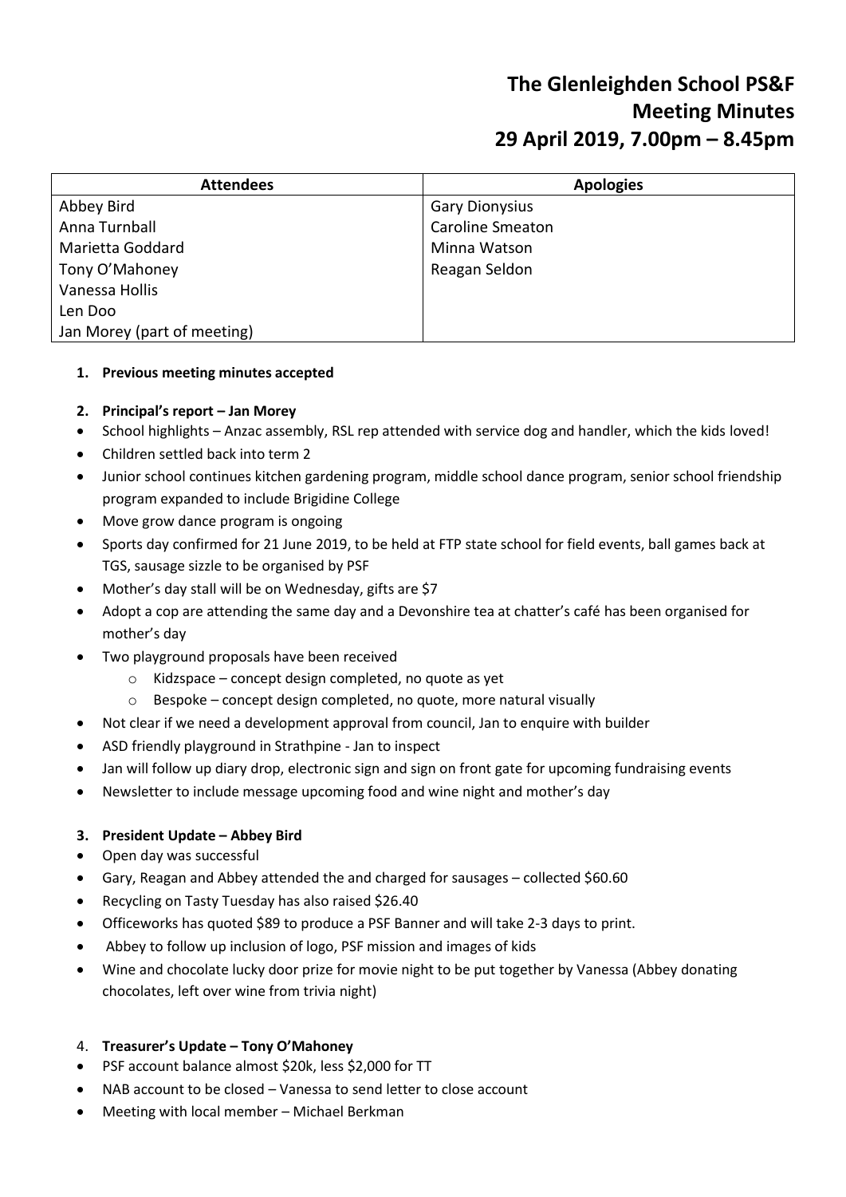# The Glenleighden School PS&F
# Meeting Minutes
# 29 April 2019, 7.00pm – 8.45pm

| Attendees | Apologies |
| --- | --- |
| Abbey Bird | Gary Dionysius |
| Anna Turnball | Caroline Smeaton |
| Marietta Goddard | Minna Watson |
| Tony O'Mahoney | Reagan Seldon |
| Vanessa Hollis | |
| Len Doo | |
| Jan Morey (part of meeting) | |

1. **Previous meeting minutes accepted**

2. **Principal's report – Jan Morey**

- School highlights – Anzac assembly, RSL rep attended with service dog and handler, which the kids loved!
- Children settled back into term 2
- Junior school continues kitchen gardening program, middle school dance program, senior school friendship program expanded to include Brigidine College
- Move grow dance program is ongoing
- Sports day confirmed for 21 June 2019, to be held at FTP state school for field events, ball games back at TGS, sausage sizzle to be organised by PSF
- Mother's day stall will be on Wednesday, gifts are $7
- Adopt a cop are attending the same day and a Devonshire tea at chatter's café has been organised for mother's day
- Two playground proposals have been received
  - Kidzspace – concept design completed, no quote as yet
  - Bespoke – concept design completed, no quote, more natural visually
- Not clear if we need a development approval from council, Jan to enquire with builder
- ASD friendly playground in Strathpine - Jan to inspect
- Jan will follow up diary drop, electronic sign and sign on front gate for upcoming fundraising events
- Newsletter to include message upcoming food and wine night and mother's day

3. **President Update – Abbey Bird**

- Open day was successful
- Gary, Reagan and Abbey attended the and charged for sausages – collected $60.60
- Recycling on Tasty Tuesday has also raised $26.40
- Officeworks has quoted $89 to produce a PSF Banner and will take 2-3 days to print.
- Abbey to follow up inclusion of logo, PSF mission and images of kids
- Wine and chocolate lucky door prize for movie night to be put together by Vanessa (Abbey donating chocolates, left over wine from trivia night)

4. **Treasurer's Update – Tony O'Mahoney**

- PSF account balance almost $20k, less $2,000 for TT
- NAB account to be closed – Vanessa to send letter to close account
- Meeting with local member – Michael Berkman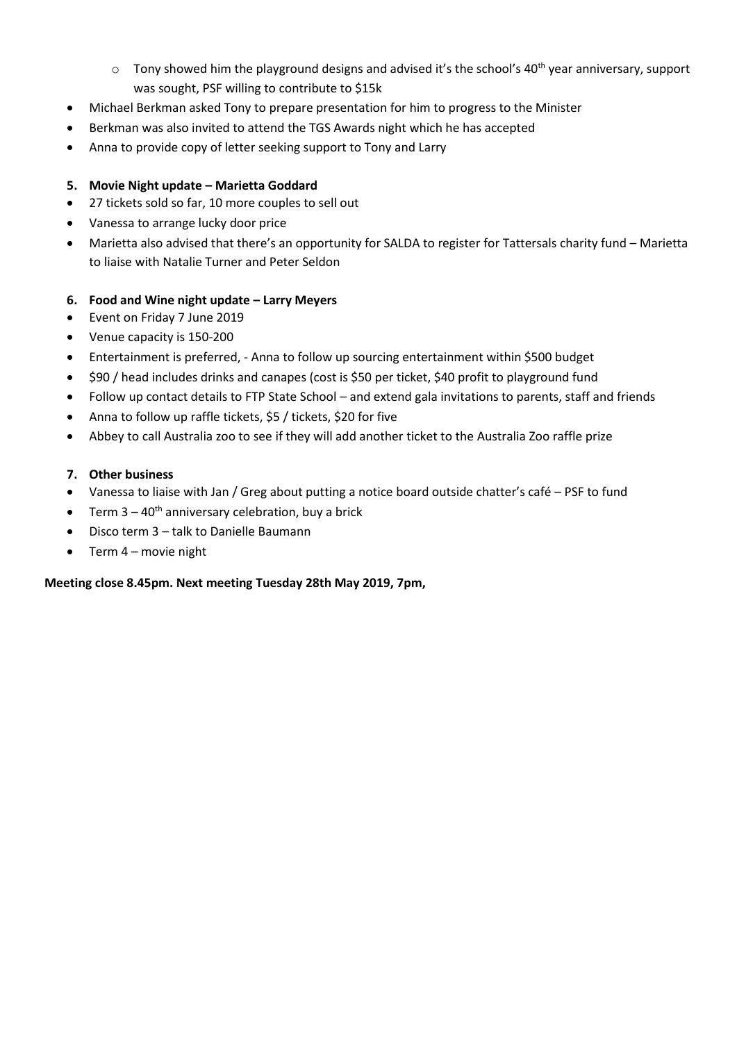- Tony showed him the playground designs and advised it's the school's 40th year anniversary, support was sought, PSF willing to contribute to \$15k
- Michael Berkman asked Tony to prepare presentation for him to progress to the Minister
- Berkman was also invited to attend the TGS Awards night which he has accepted
- Anna to provide copy of letter seeking support to Tony and Larry

**5. Movie Night update – Marietta Goddard**

- 27 tickets sold so far, 10 more couples to sell out
- Vanessa to arrange lucky door price
- Marietta also advised that there's an opportunity for SALDA to register for Tattersals charity fund – Marietta to liaise with Natalie Turner and Peter Seldon

**6. Food and Wine night update – Larry Meyers**

- Event on Friday 7 June 2019
- Venue capacity is 150-200
- Entertainment is preferred, - Anna to follow up sourcing entertainment within \$500 budget
- \$90 / head includes drinks and canapes (cost is \$50 per ticket, \$40 profit to playground fund
- Follow up contact details to FTP State School – and extend gala invitations to parents, staff and friends
- Anna to follow up raffle tickets, \$5 / tickets, \$20 for five
- Abbey to call Australia zoo to see if they will add another ticket to the Australia Zoo raffle prize

**7. Other business**

- Vanessa to liaise with Jan / Greg about putting a notice board outside chatter's café – PSF to fund
- Term 3 – 40th anniversary celebration, buy a brick
- Disco term 3 – talk to Danielle Baumann
- Term 4 – movie night

**Meeting close 8.45pm. Next meeting Tuesday 28th May 2019, 7pm,**